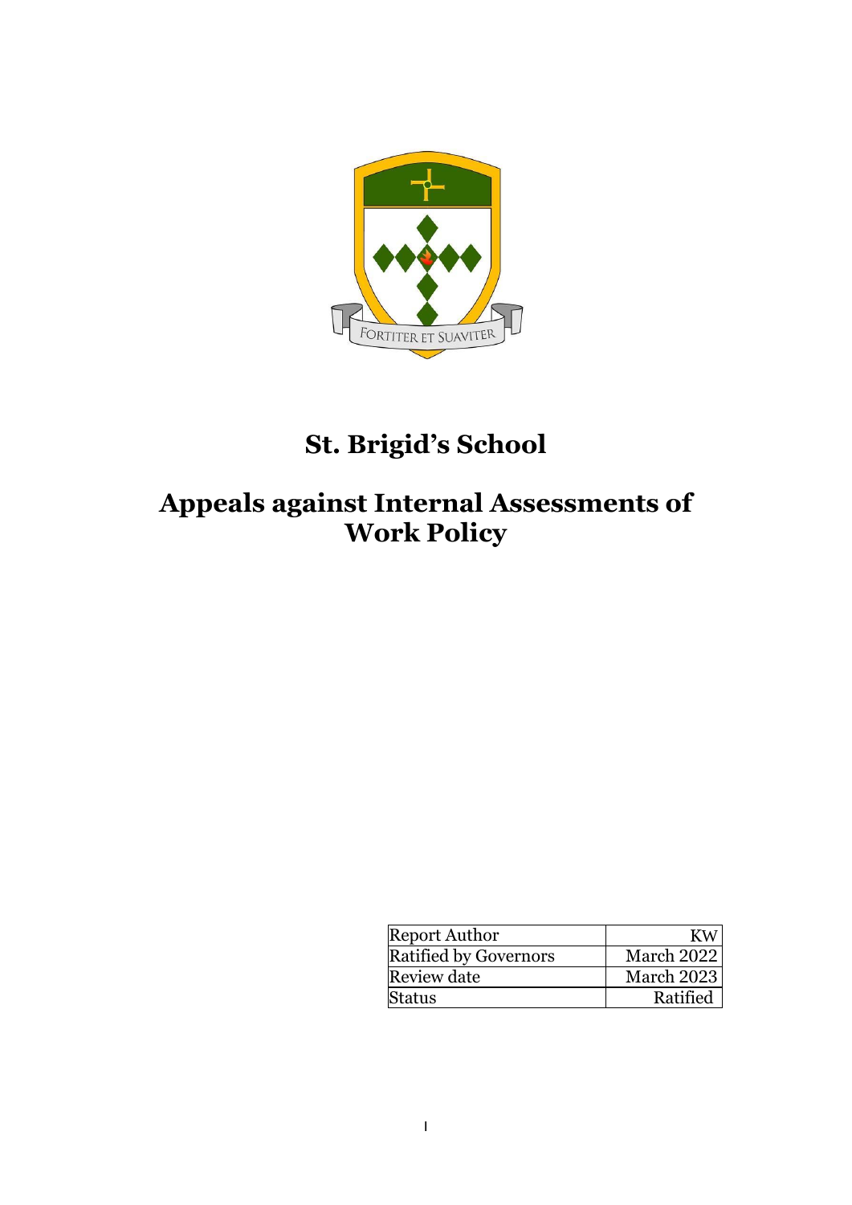# St. Brigid's School

# Appeals against Internal Assessments of Work Policy

| Report Author | KW |
| --- | --- |
| Ratified by Governors | March 2022 |
| Review date | March 2023 |
| Status | Ratified |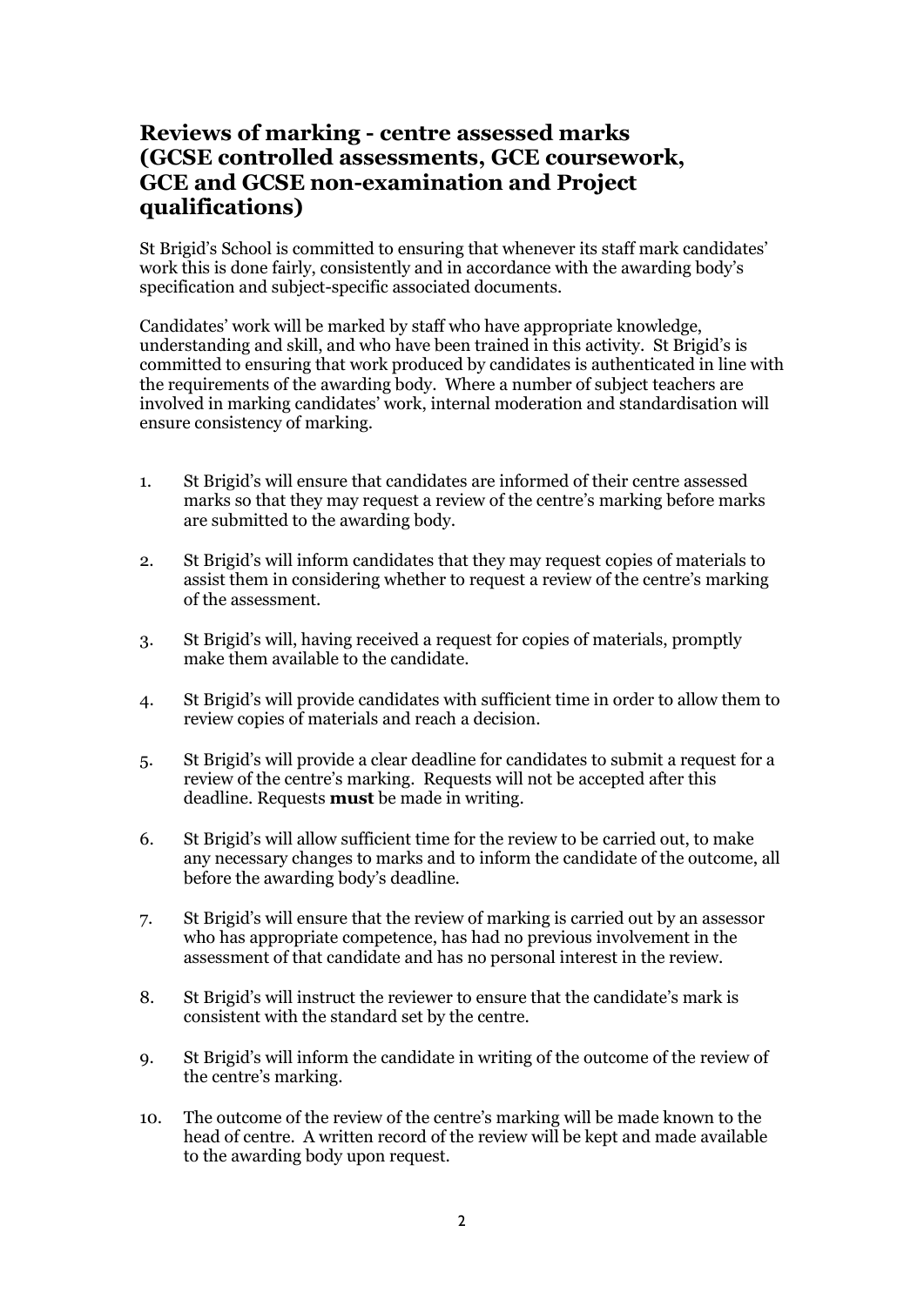## Reviews of marking - centre assessed marks (GCSE controlled assessments, GCE coursework, GCE and GCSE non-examination and Project qualifications)

St Brigid's School is committed to ensuring that whenever its staff mark candidates' work this is done fairly, consistently and in accordance with the awarding body's specification and subject-specific associated documents.

Candidates' work will be marked by staff who have appropriate knowledge, understanding and skill, and who have been trained in this activity. St Brigid's is committed to ensuring that work produced by candidates is authenticated in line with the requirements of the awarding body. Where a number of subject teachers are involved in marking candidates' work, internal moderation and standardisation will ensure consistency of marking.

1. St Brigid's will ensure that candidates are informed of their centre assessed marks so that they may request a review of the centre's marking before marks are submitted to the awarding body.

2. St Brigid's will inform candidates that they may request copies of materials to assist them in considering whether to request a review of the centre's marking of the assessment.

3. St Brigid's will, having received a request for copies of materials, promptly make them available to the candidate.

4. St Brigid's will provide candidates with sufficient time in order to allow them to review copies of materials and reach a decision.

5. St Brigid's will provide a clear deadline for candidates to submit a request for a review of the centre's marking. Requests will not be accepted after this deadline. Requests **must** be made in writing.

6. St Brigid's will allow sufficient time for the review to be carried out, to make any necessary changes to marks and to inform the candidate of the outcome, all before the awarding body's deadline.

7. St Brigid's will ensure that the review of marking is carried out by an assessor who has appropriate competence, has had no previous involvement in the assessment of that candidate and has no personal interest in the review.

8. St Brigid's will instruct the reviewer to ensure that the candidate's mark is consistent with the standard set by the centre.

9. St Brigid's will inform the candidate in writing of the outcome of the review of the centre's marking.

10. The outcome of the review of the centre's marking will be made known to the head of centre. A written record of the review will be kept and made available to the awarding body upon request.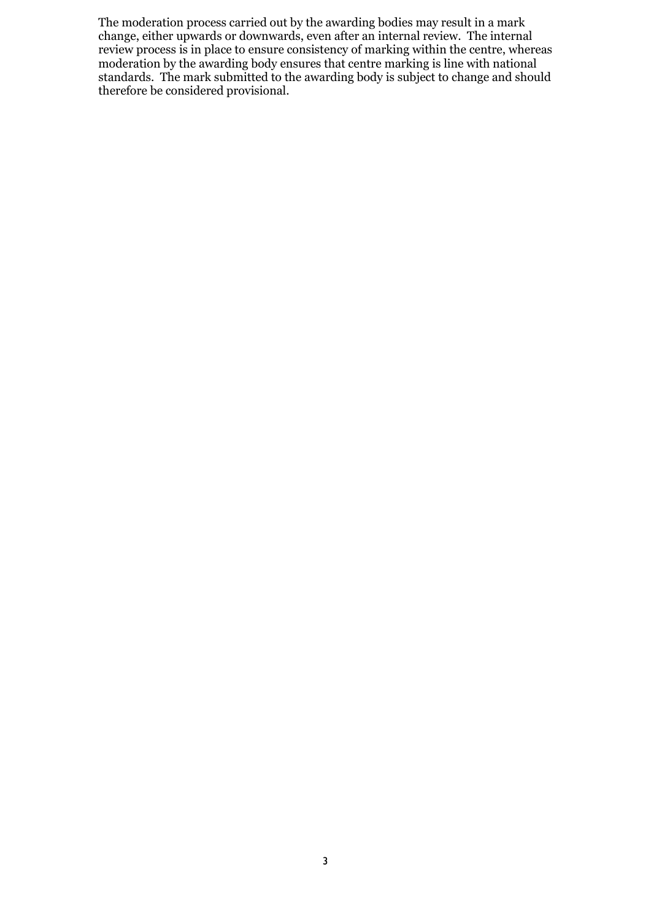The moderation process carried out by the awarding bodies may result in a mark change, either upwards or downwards, even after an internal review. The internal review process is in place to ensure consistency of marking within the centre, whereas moderation by the awarding body ensures that centre marking is line with national standards. The mark submitted to the awarding body is subject to change and should therefore be considered provisional.